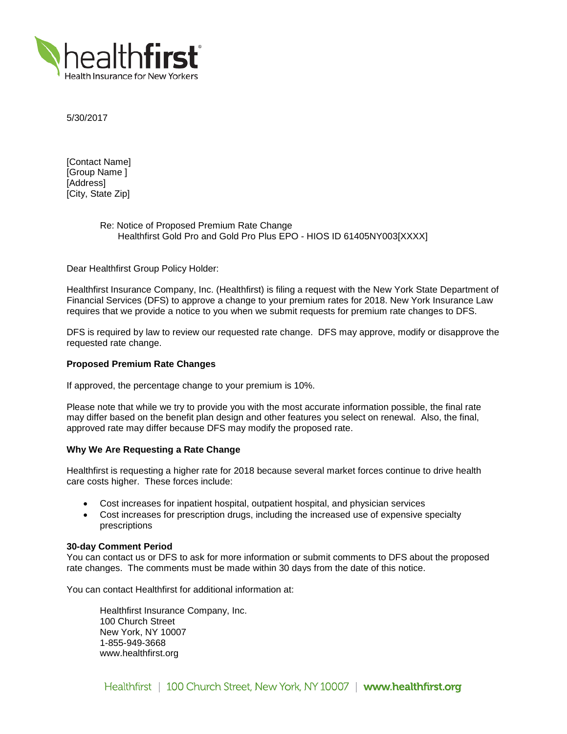healthfirst
Health Insurance for New Yorkers

5/30/2017

[Contact Name]
[Group Name ]
[Address]
[City, State Zip]

Re: Notice of Proposed Premium Rate Change
Healthfirst Gold Pro and Gold Pro Plus EPO - HIOS ID 61405NY003[XXXX]

Dear Healthfirst Group Policy Holder:

Healthfirst Insurance Company, Inc. (Healthfirst) is filing a request with the New York State Department of Financial Services (DFS) to approve a change to your premium rates for 2018. New York Insurance Law requires that we provide a notice to you when we submit requests for premium rate changes to DFS.

DFS is required by law to review our requested rate change. DFS may approve, modify or disapprove the requested rate change.

**Proposed Premium Rate Changes**

If approved, the percentage change to your premium is 10%.

Please note that while we try to provide you with the most accurate information possible, the final rate may differ based on the benefit plan design and other features you select on renewal. Also, the final, approved rate may differ because DFS may modify the proposed rate.

**Why We Are Requesting a Rate Change**

Healthfirst is requesting a higher rate for 2018 because several market forces continue to drive health care costs higher. These forces include:

- Cost increases for inpatient hospital, outpatient hospital, and physician services
- Cost increases for prescription drugs, including the increased use of expensive specialty prescriptions

**30-day Comment Period**

You can contact us or DFS to ask for more information or submit comments to DFS about the proposed rate changes. The comments must be made within 30 days from the date of this notice.

You can contact Healthfirst for additional information at:

Healthfirst Insurance Company, Inc.
100 Church Street
New York, NY 10007
1-855-949-3668
www.healthfirst.org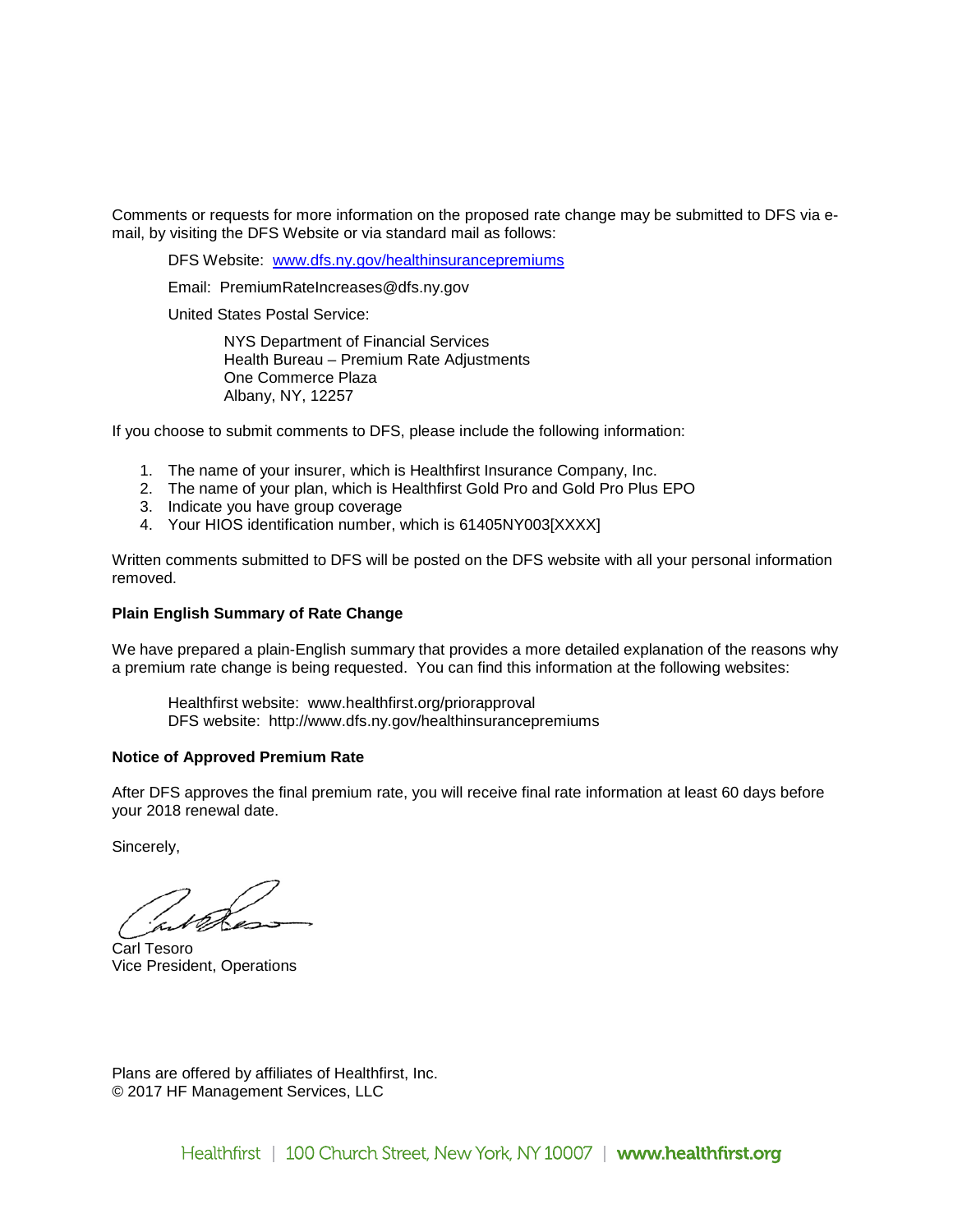Comments or requests for more information on the proposed rate change may be submitted to DFS via e-mail, by visiting the DFS Website or via standard mail as follows:

DFS Website: [www.dfs.ny.gov/healthinsurancepremiums](http://www.dfs.ny.gov/healthinsurancepremiums)

Email: PremiumRateIncreases@dfs.ny.gov

United States Postal Service:

NYS Department of Financial Services
Health Bureau – Premium Rate Adjustments
One Commerce Plaza
Albany, NY, 12257

If you choose to submit comments to DFS, please include the following information:

1. The name of your insurer, which is Healthfirst Insurance Company, Inc.
2. The name of your plan, which is Healthfirst Gold Pro and Gold Pro Plus EPO
3. Indicate you have group coverage
4. Your HIOS identification number, which is 61405NY003[XXXX]

Written comments submitted to DFS will be posted on the DFS website with all your personal information removed.

**Plain English Summary of Rate Change**

We have prepared a plain-English summary that provides a more detailed explanation of the reasons why a premium rate change is being requested. You can find this information at the following websites:

Healthfirst website: www.healthfirst.org/priorapproval
DFS website: http://www.dfs.ny.gov/healthinsurancepremiums

**Notice of Approved Premium Rate**

After DFS approves the final premium rate, you will receive final rate information at least 60 days before your 2018 renewal date.

Sincerely,

Carl Tesoro
Vice President, Operations

Plans are offered by affiliates of Healthfirst, Inc.
© 2017 HF Management Services, LLC

Healthfirst | 100 Church Street, New York, NY 10007 | **www.healthfirst.org**